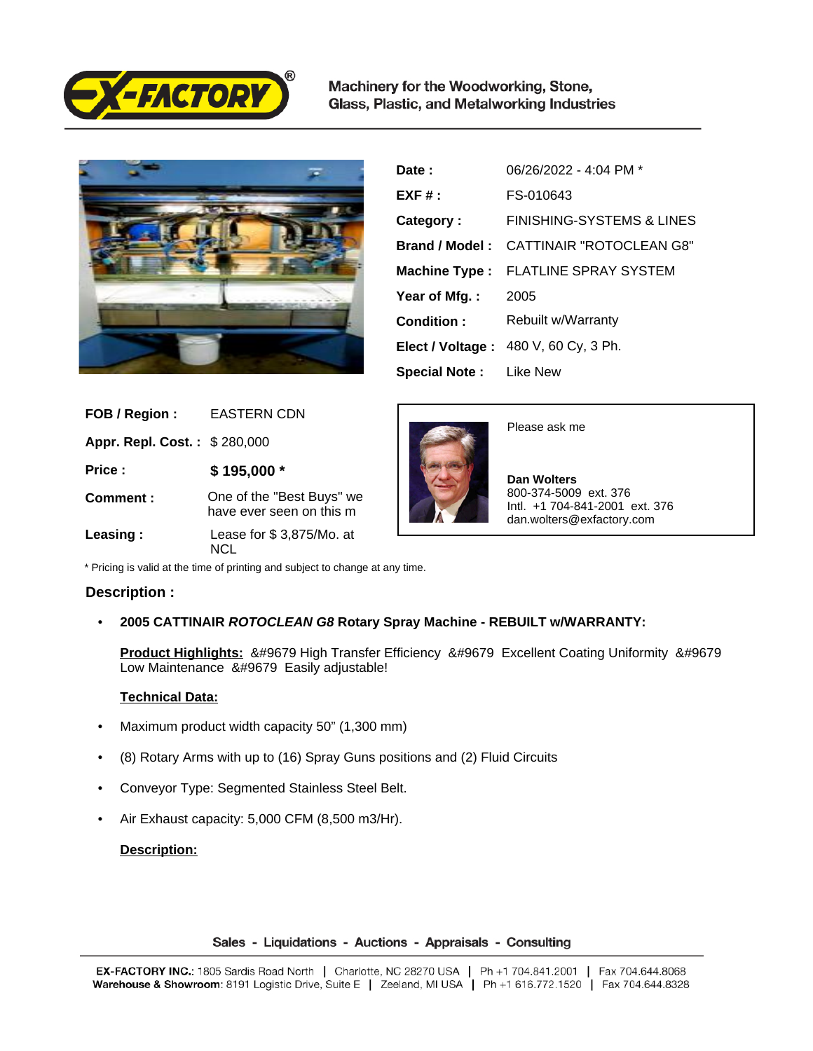Machinery for the Woodworking, Stone, Glass, Plastic, and Metalworking Industries

| | |
|---|---|
| **Date :** | 06/26/2022 - 4:04 PM * |
| **EXF # :** | FS-010643 |
| **Category :** | FINISHING-SYSTEMS & LINES |
| **Brand / Model :** | CATTINAIR "ROTOCLEAN G8" |
| **Machine Type :** | FLATLINE SPRAY SYSTEM |
| **Year of Mfg. :** | 2005 |
| **Condition :** | Rebuilt w/Warranty |
| **Elect / Voltage :** | 480 V, 60 Cy, 3 Ph. |
| **Special Note :** | Like New |

| | |
|---|---|
| **FOB / Region :** | EASTERN CDN |
| **Appr. Repl. Cost. :** | $ 280,000 |
| **Price :** | **$ 195,000 *** |
| **Comment :** | One of the "Best Buys" we have ever seen on this m |
| **Leasing :** | Lease for $ 3,875/Mo. at NCL |

Please ask me

**Dan Wolters**
800-374-5009 ext. 376
Intl. +1 704-841-2001 ext. 376
dan.wolters@exfactory.com

* Pricing is valid at the time of printing and subject to change at any time.

## Description :

- **2005 CATTINAIR *ROTOCLEAN G8* Rotary Spray Machine - REBUILT w/WARRANTY:**

**Product Highlights:** &#9679 High Transfer Efficiency &#9679 Excellent Coating Uniformity &#9679 Low Maintenance &#9679 Easily adjustable!

**Technical Data:**

- Maximum product width capacity 50" (1,300 mm)
- (8) Rotary Arms with up to (16) Spray Guns positions and (2) Fluid Circuits
- Conveyor Type: Segmented Stainless Steel Belt.
- Air Exhaust capacity: 5,000 CFM (8,500 m3/Hr).

**Description:**

Sales - Liquidations - Auctions - Appraisals - Consulting

**EX-FACTORY INC.**: 1805 Sardis Road North | Charlotte, NC 28270 USA | Ph +1 704.841.2001 | Fax 704.644.8068
**Warehouse & Showroom**: 8191 Logistic Drive, Suite E | Zeeland, MI USA | Ph +1 616.772.1520 | Fax 704.644.8328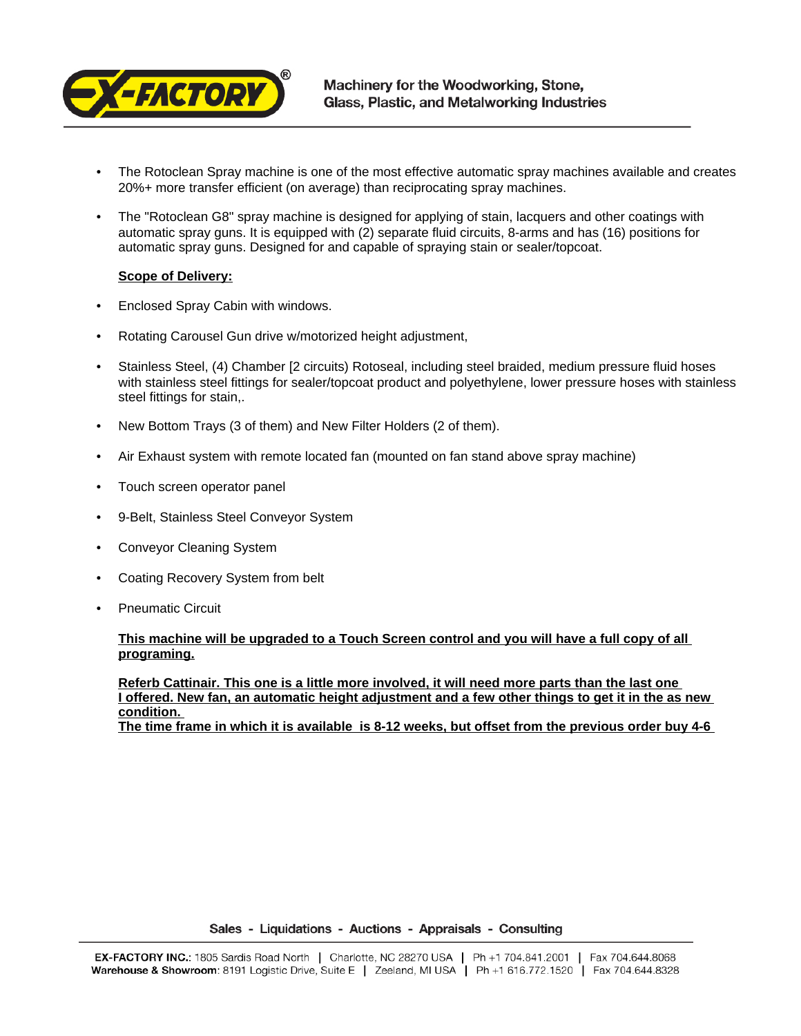- The Rotoclean Spray machine is one of the most effective automatic spray machines available and creates 20%+ more transfer efficient (on average) than reciprocating spray machines.

- The "Rotoclean G8" spray machine is designed for applying of stain, lacquers and other coatings with automatic spray guns. It is equipped with (2) separate fluid circuits, 8-arms and has (16) positions for automatic spray guns. Designed for and capable of spraying stain or sealer/topcoat.

**Scope of Delivery:**

- Enclosed Spray Cabin with windows.

- Rotating Carousel Gun drive w/motorized height adjustment,

- Stainless Steel, (4) Chamber [2 circuits) Rotoseal, including steel braided, medium pressure fluid hoses with stainless steel fittings for sealer/topcoat product and polyethylene, lower pressure hoses with stainless steel fittings for stain,.

- New Bottom Trays (3 of them) and New Filter Holders (2 of them).

- Air Exhaust system with remote located fan (mounted on fan stand above spray machine)

- Touch screen operator panel

- 9-Belt, Stainless Steel Conveyor System

- Conveyor Cleaning System

- Coating Recovery System from belt

- Pneumatic Circuit

**This machine will be upgraded to a Touch Screen control and you will have a full copy of all programing.**

**Referb Cattinair. This one is a little more involved, it will need more parts than the last one I offered. New fan, an automatic height adjustment and a few other things to get it in the as new condition.**
**The time frame in which it is available is 8-12 weeks, but offset from the previous order buy 4-6**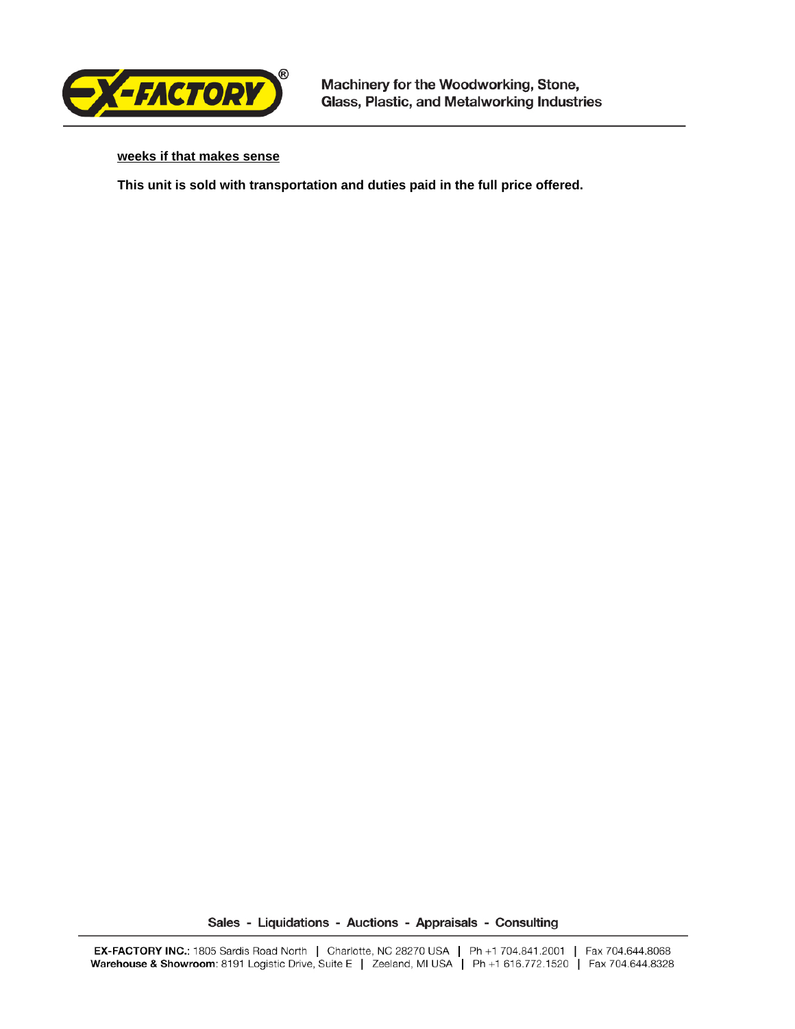**weeks if that makes sense**

**This unit is sold with transportation and duties paid in the full price offered.**